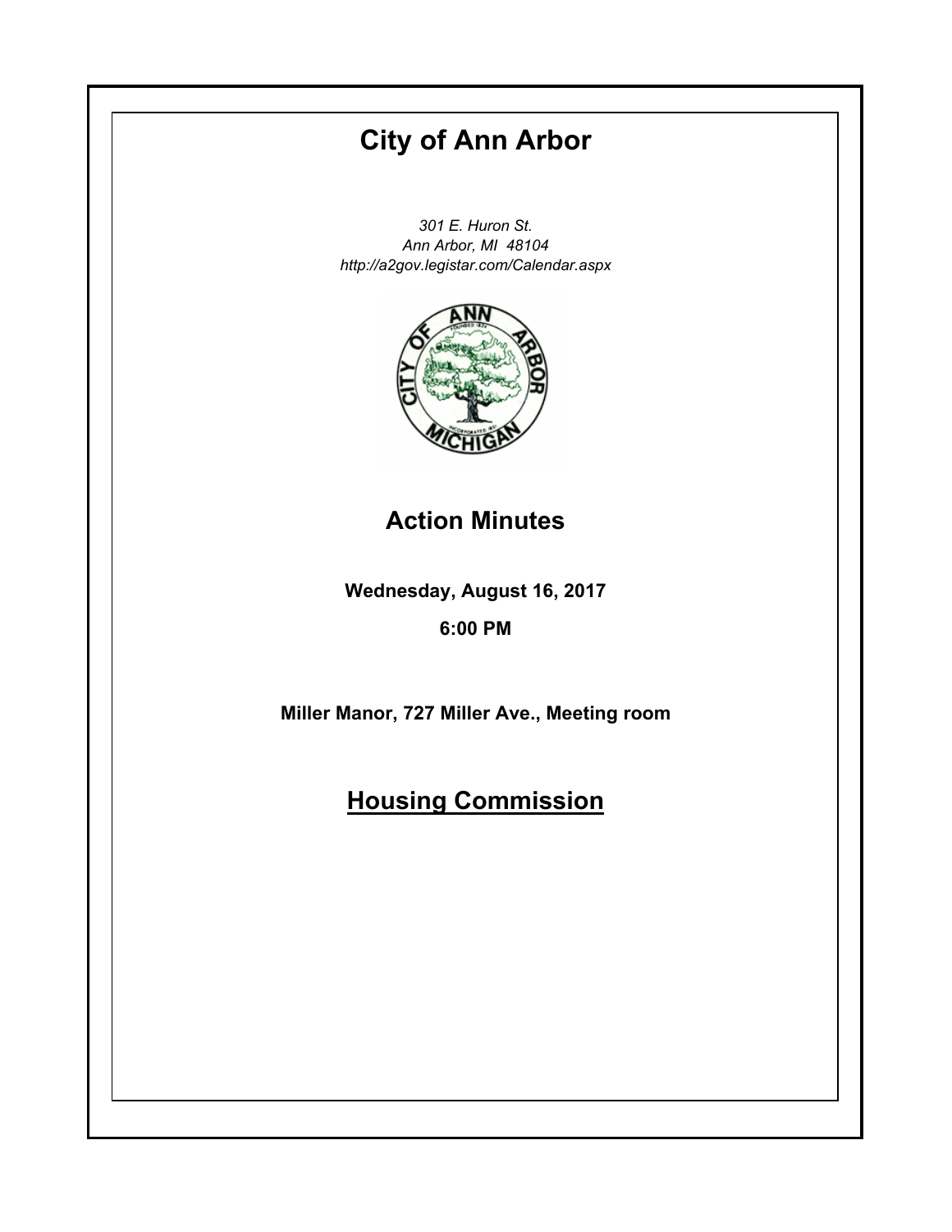# City of Ann Arbor

*301 E. Huron St.*
*Ann Arbor, MI 48104*
*http://a2gov.legistar.com/Calendar.aspx*

## Action Minutes

**Wednesday, August 16, 2017**

**6:00 PM**

**Miller Manor, 727 Miller Ave., Meeting room**

## Housing Commission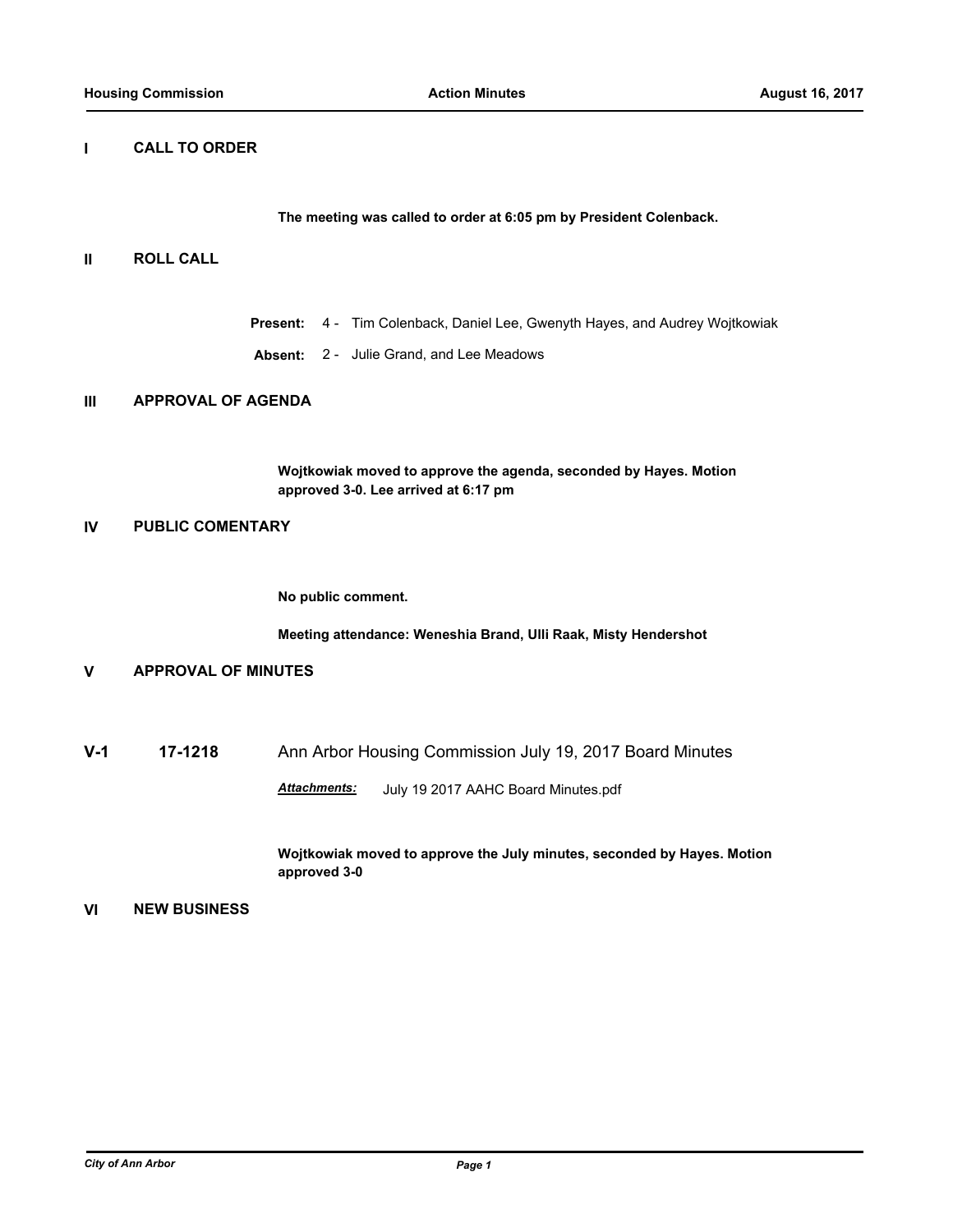## I CALL TO ORDER

**The meeting was called to order at 6:05 pm by President Colenback.**

## II ROLL CALL

**Present:** 4 - Tim Colenback, Daniel Lee, Gwenyth Hayes, and Audrey Wojtkowiak

**Absent:** 2 - Julie Grand, and Lee Meadows

## III APPROVAL OF AGENDA

**Wojtkowiak moved to approve the agenda, seconded by Hayes. Motion approved 3-0. Lee arrived at 6:17 pm**

## IV PUBLIC COMENTARY

**No public comment.**

**Meeting attendance: Weneshia Brand, Ulli Raak, Misty Hendershot**

## V APPROVAL OF MINUTES

### V-1 17-1218 Ann Arbor Housing Commission July 19, 2017 Board Minutes

***Attachments:*** July 19 2017 AAHC Board Minutes.pdf

**Wojtkowiak moved to approve the July minutes, seconded by Hayes. Motion approved 3-0**

## VI NEW BUSINESS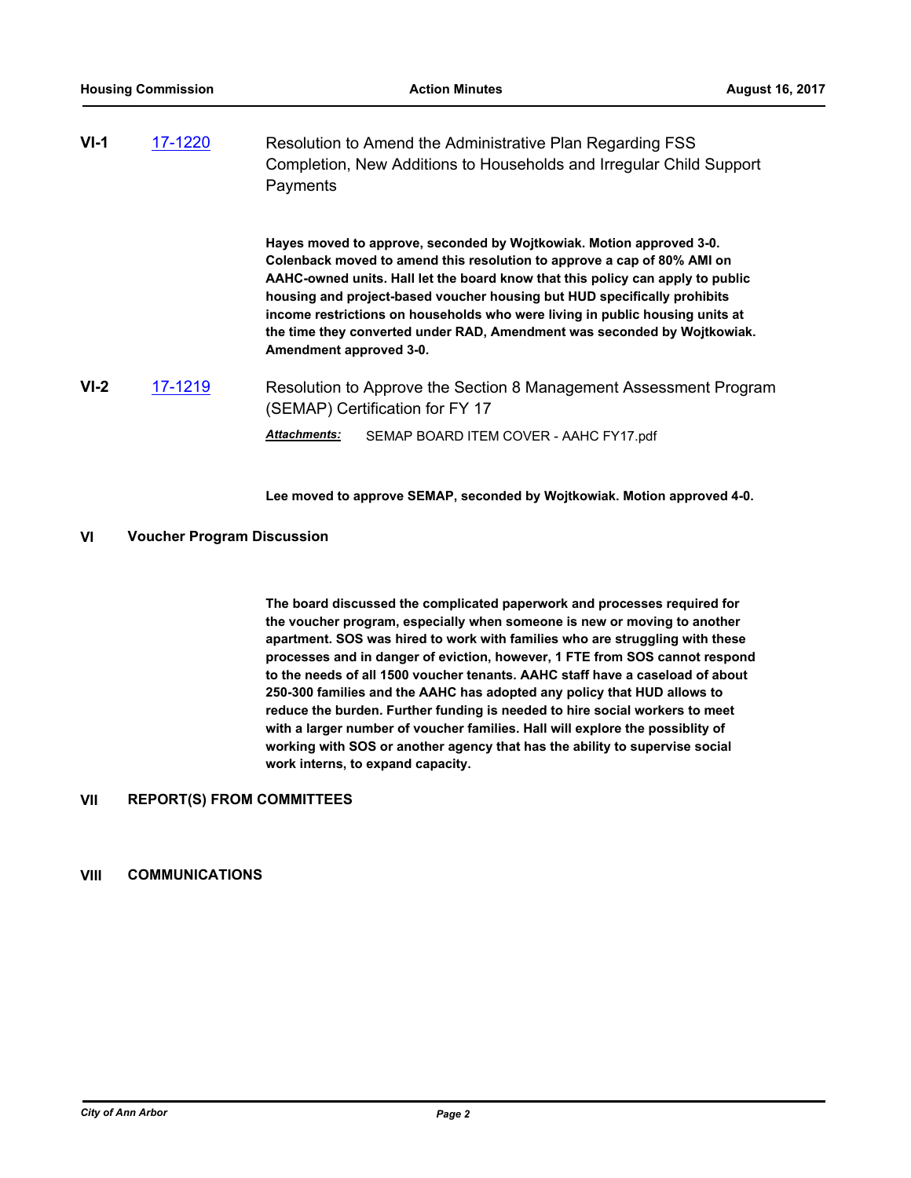**VI-1** 17-1220 Resolution to Amend the Administrative Plan Regarding FSS Completion, New Additions to Households and Irregular Child Support Payments

**Hayes moved to approve, seconded by Wojtkowiak. Motion approved 3-0. Colenback moved to amend this resolution to approve a cap of 80% AMI on AAHC-owned units. Hall let the board know that this policy can apply to public housing and project-based voucher housing but HUD specifically prohibits income restrictions on households who were living in public housing units at the time they converted under RAD, Amendment was seconded by Wojtkowiak. Amendment approved 3-0.**

**VI-2** 17-1219 Resolution to Approve the Section 8 Management Assessment Program (SEMAP) Certification for FY 17

***Attachments:*** SEMAP BOARD ITEM COVER - AAHC FY17.pdf

**Lee moved to approve SEMAP, seconded by Wojtkowiak. Motion approved 4-0.**

## VI Voucher Program Discussion

**The board discussed the complicated paperwork and processes required for the voucher program, especially when someone is new or moving to another apartment. SOS was hired to work with families who are struggling with these processes and in danger of eviction, however, 1 FTE from SOS cannot respond to the needs of all 1500 voucher tenants. AAHC staff have a caseload of about 250-300 families and the AAHC has adopted any policy that HUD allows to reduce the burden. Further funding is needed to hire social workers to meet with a larger number of voucher families. Hall will explore the possiblity of working with SOS or another agency that has the ability to supervise social work interns, to expand capacity.**

## VII REPORT(S) FROM COMMITTEES

## VIII COMMUNICATIONS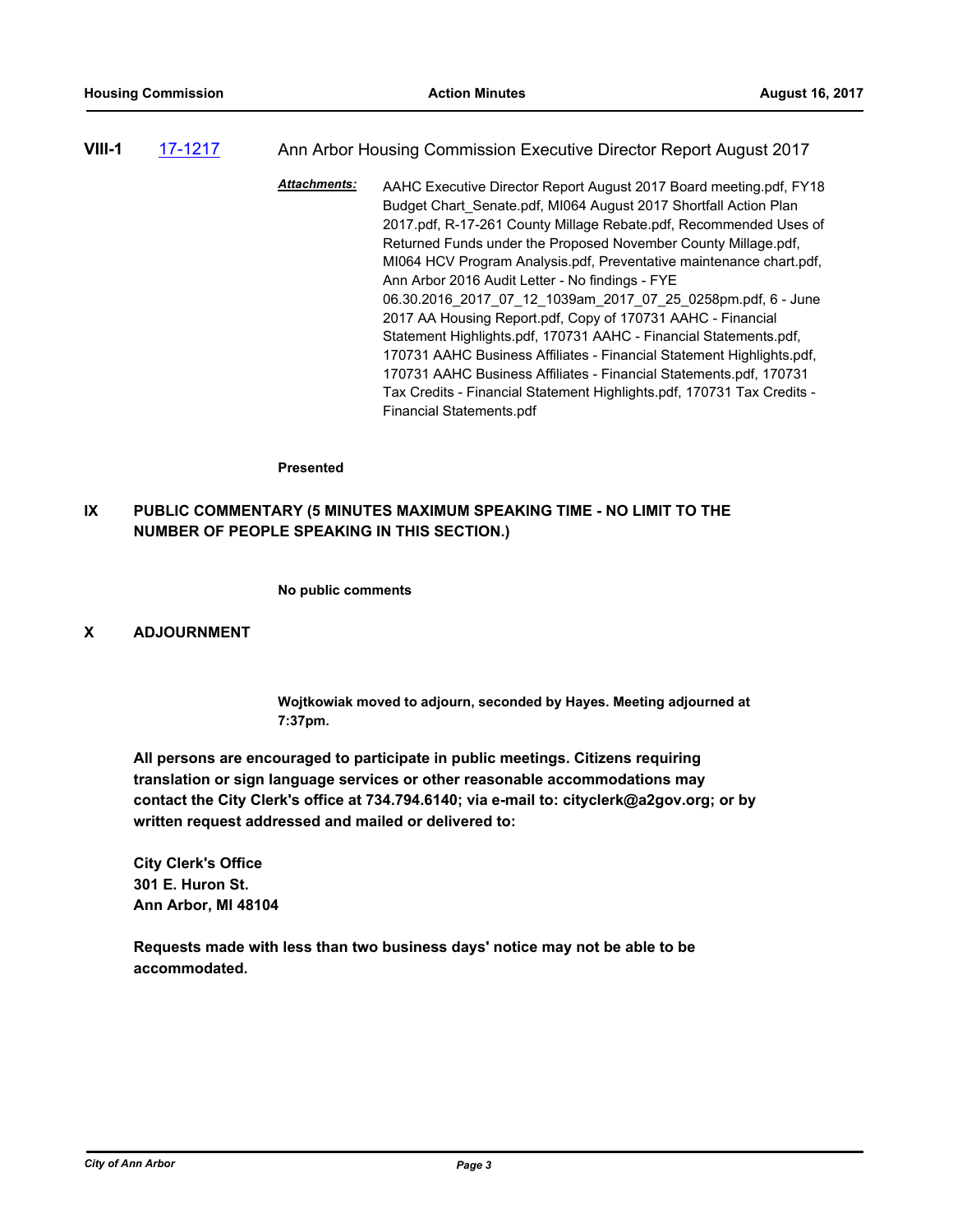**VIII-1** [17-1217](17-1217) Ann Arbor Housing Commission Executive Director Report August 2017

***Attachments:*** AAHC Executive Director Report August 2017 Board meeting.pdf, FY18 Budget Chart_Senate.pdf, MI064 August 2017 Shortfall Action Plan 2017.pdf, R-17-261 County Millage Rebate.pdf, Recommended Uses of Returned Funds under the Proposed November County Millage.pdf, MI064 HCV Program Analysis.pdf, Preventative maintenance chart.pdf, Ann Arbor 2016 Audit Letter - No findings - FYE 06.30.2016_2017_07_12_1039am_2017_07_25_0258pm.pdf, 6 - June 2017 AA Housing Report.pdf, Copy of 170731 AAHC - Financial Statement Highlights.pdf, 170731 AAHC - Financial Statements.pdf, 170731 AAHC Business Affiliates - Financial Statement Highlights.pdf, 170731 AAHC Business Affiliates - Financial Statements.pdf, 170731 Tax Credits - Financial Statement Highlights.pdf, 170731 Tax Credits - Financial Statements.pdf

**Presented**

## IX PUBLIC COMMENTARY (5 MINUTES MAXIMUM SPEAKING TIME - NO LIMIT TO THE NUMBER OF PEOPLE SPEAKING IN THIS SECTION.)

**No public comments**

## X ADJOURNMENT

**Wojtkowiak moved to adjourn, seconded by Hayes. Meeting adjourned at 7:37pm.**

**All persons are encouraged to participate in public meetings. Citizens requiring translation or sign language services or other reasonable accommodations may contact the City Clerk's office at 734.794.6140; via e-mail to: cityclerk@a2gov.org; or by written request addressed and mailed or delivered to:**

**City Clerk's Office**
**301 E. Huron St.**
**Ann Arbor, MI 48104**

**Requests made with less than two business days' notice may not be able to be accommodated.**